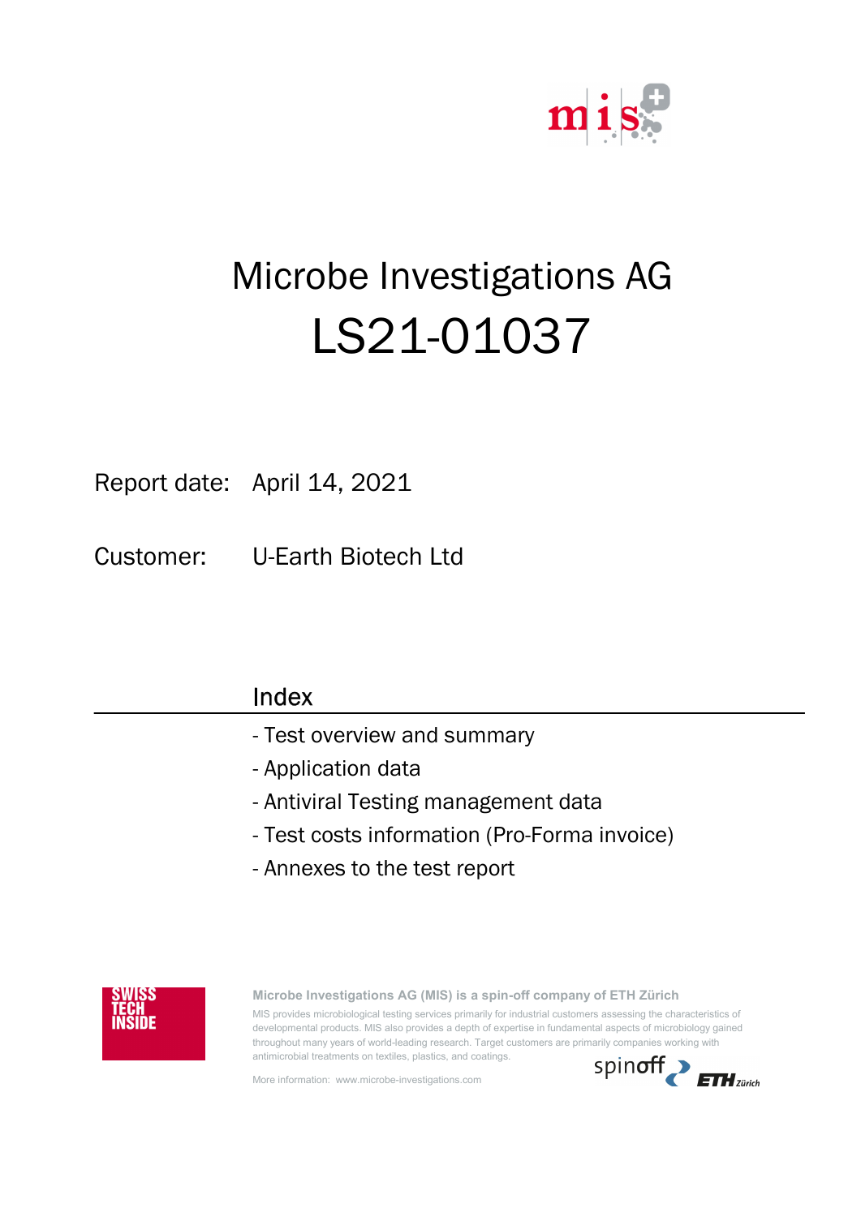# Microbe Investigations AG

# LS21-01037

Report date: April 14, 2021

Customer: U-Earth Biotech Ltd

## Index

- Test overview and summary
- Application data
- Antiviral Testing management data
- Test costs information (Pro-Forma invoice)
- Annexes to the test report

SWISS TECH INSIDE

**Microbe Investigations AG (MIS) is a spin-off company of ETH Zürich**

MIS provides microbiological testing services primarily for industrial customers assessing the characteristics of developmental products. MIS also provides a depth of expertise in fundamental aspects of microbiology gained throughout many years of world-leading research. Target customers are primarily companies working with antimicrobial treatments on textiles, plastics, and coatings.

More information: www.microbe-investigations.com

spinoff ETH Zürich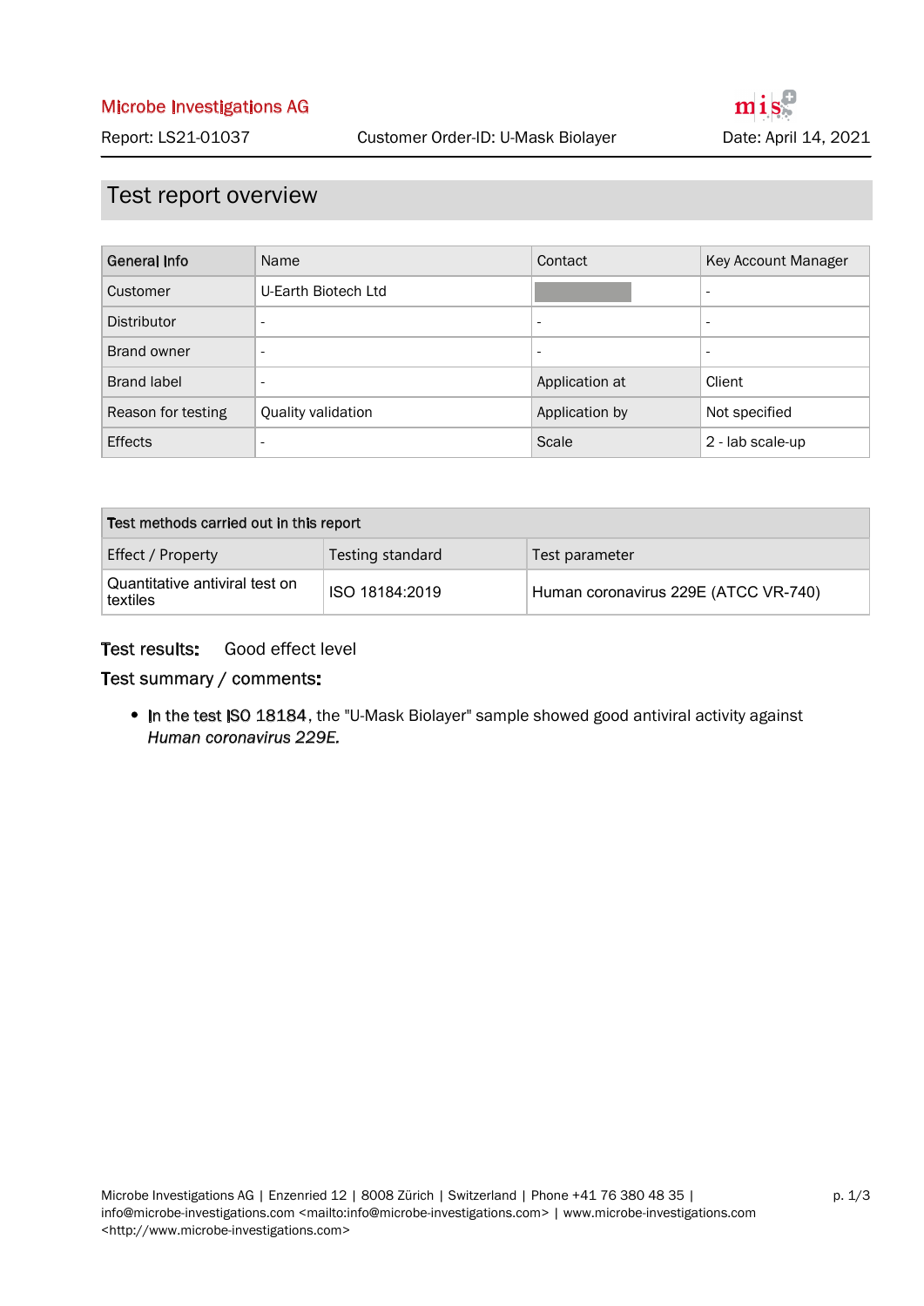Microbe Investigations AG

Report: LS21-01037 Customer Order-ID: U-Mask Biolayer Date: April 14, 2021

## Test report overview

| General Info | Name | Contact | Key Account Manager |
|---|---|---|---|
| Customer | U-Earth Biotech Ltd | | - |
| Distributor | - | - | - |
| Brand owner | - | - | - |
| Brand label | - | Application at | Client |
| Reason for testing | Quality validation | Application by | Not specified |
| Effects | - | Scale | 2 - lab scale-up |

| Test methods carried out in this report | | |
|---|---|---|
| Effect / Property | Testing standard | Test parameter |
| Quantitative antiviral test on textiles | ISO 18184:2019 | Human coronavirus 229E (ATCC VR-740) |

**Test results:** Good effect level

**Test summary / comments:**

- In the test ISO 18184, the "U-Mask Biolayer" sample showed good antiviral activity against *Human coronavirus 229E.*

Microbe Investigations AG | Enzenried 12 | 8008 Zürich | Switzerland | Phone +41 76 380 48 35 | info@microbe-investigations.com <mailto:info@microbe-investigations.com> | www.microbe-investigations.com <http://www.microbe-investigations.com>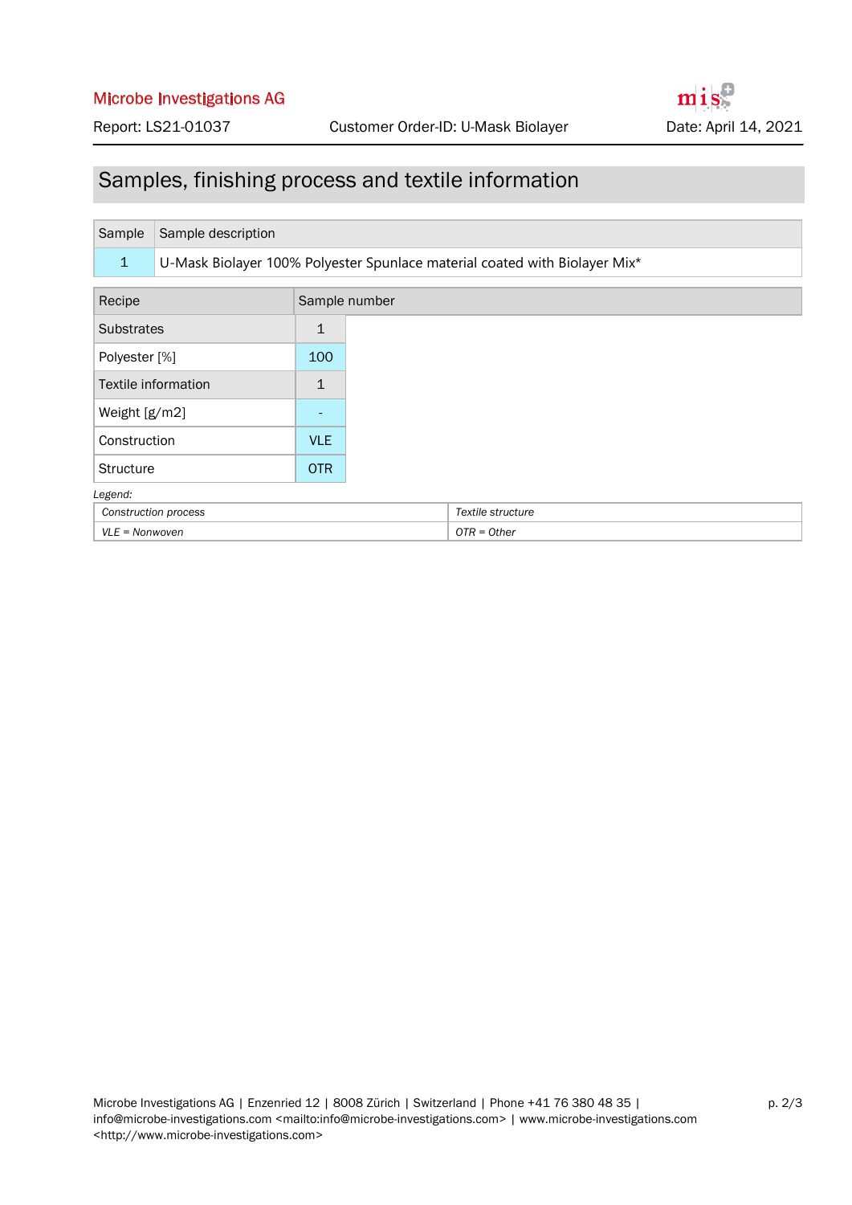## Samples, finishing process and textile information

| Sample | Sample description |
|---|---|
| 1 | U-Mask Biolayer 100% Polyester Spunlace material coated with Biolayer Mix* |

| Recipe | Sample number |
|---|---|
| Substrates | 1 |
| Polyester [%] | 100 |
| Textile information | 1 |
| Weight [g/m2] | - |
| Construction | VLE |
| Structure | OTR |

*Legend:*

| *Construction process* | *Textile structure* |
|---|---|
| *VLE = Nonwoven* | *OTR = Other* |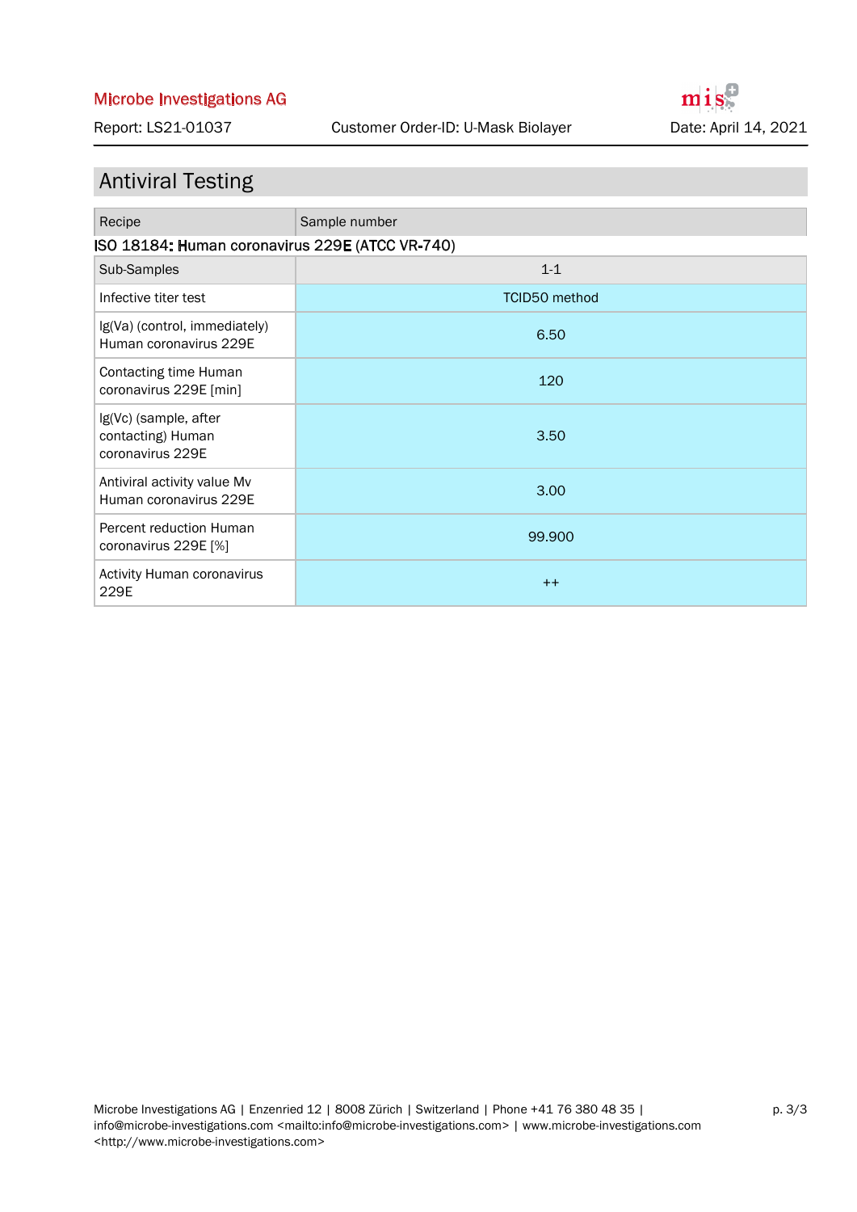## Antiviral Testing

| Recipe | Sample number |
|---|---|
| **ISO 18184: Human coronavirus 229E (ATCC VR-740)** | |
| Sub-Samples | 1-1 |
| Infective titer test | TCID50 method |
| lg(Va) (control, immediately) Human coronavirus 229E | 6.50 |
| Contacting time Human coronavirus 229E [min] | 120 |
| lg(Vc) (sample, after contacting) Human coronavirus 229E | 3.50 |
| Antiviral activity value Mv Human coronavirus 229E | 3.00 |
| Percent reduction Human coronavirus 229E [%] | 99.900 |
| Activity Human coronavirus 229E | ++ |